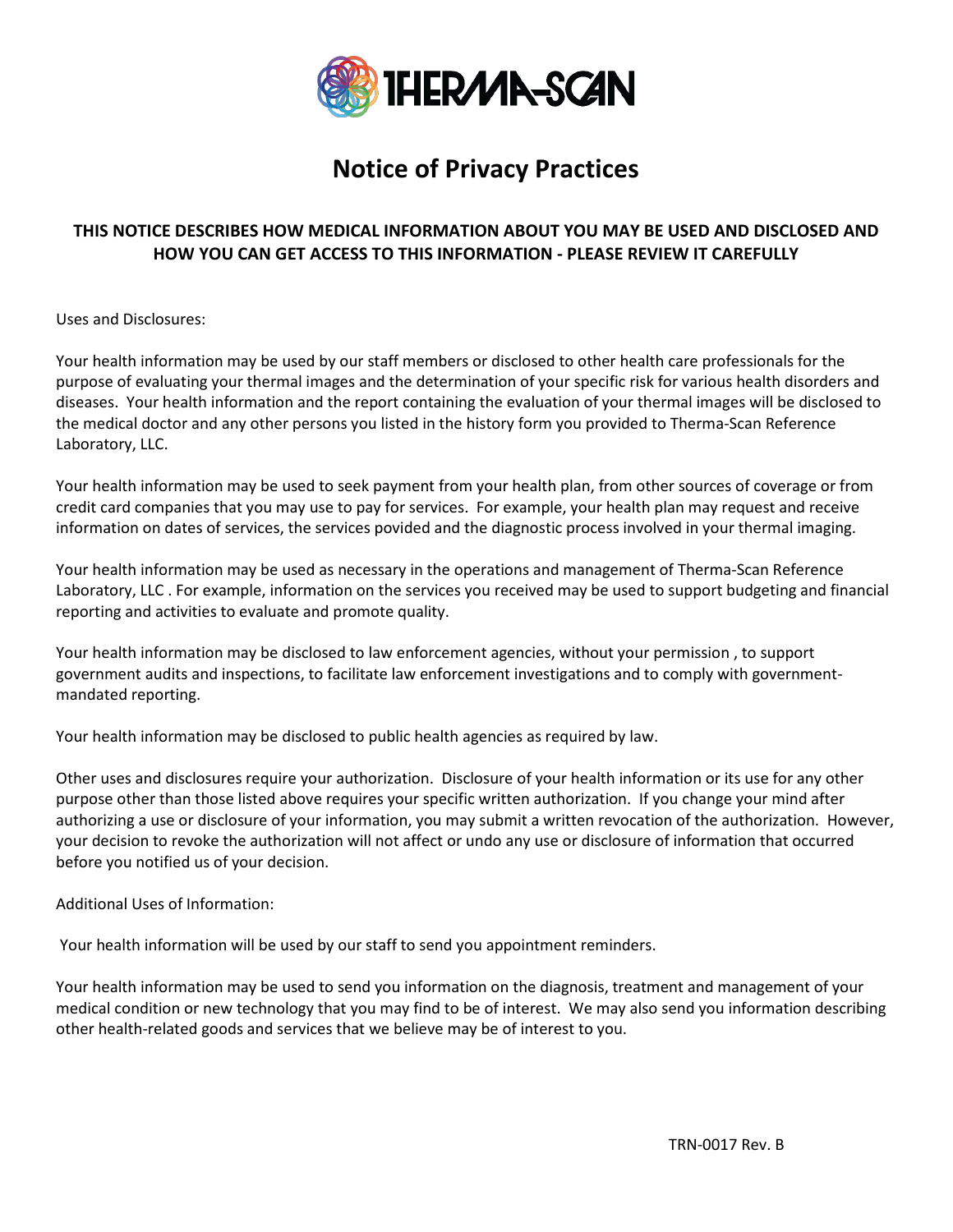THERMA-SCAN

# Notice of Privacy Practices

**THIS NOTICE DESCRIBES HOW MEDICAL INFORMATION ABOUT YOU MAY BE USED AND DISCLOSED AND HOW YOU CAN GET ACCESS TO THIS INFORMATION - PLEASE REVIEW IT CAREFULLY**

Uses and Disclosures:

Your health information may be used by our staff members or disclosed to other health care professionals for the purpose of evaluating your thermal images and the determination of your specific risk for various health disorders and diseases. Your health information and the report containing the evaluation of your thermal images will be disclosed to the medical doctor and any other persons you listed in the history form you provided to Therma-Scan Reference Laboratory, LLC.

Your health information may be used to seek payment from your health plan, from other sources of coverage or from credit card companies that you may use to pay for services. For example, your health plan may request and receive information on dates of services, the services povided and the diagnostic process involved in your thermal imaging.

Your health information may be used as necessary in the operations and management of Therma-Scan Reference Laboratory, LLC . For example, information on the services you received may be used to support budgeting and financial reporting and activities to evaluate and promote quality.

Your health information may be disclosed to law enforcement agencies, without your permission , to support government audits and inspections, to facilitate law enforcement investigations and to comply with government-mandated reporting.

Your health information may be disclosed to public health agencies as required by law.

Other uses and disclosures require your authorization. Disclosure of your health information or its use for any other purpose other than those listed above requires your specific written authorization. If you change your mind after authorizing a use or disclosure of your information, you may submit a written revocation of the authorization. However, your decision to revoke the authorization will not affect or undo any use or disclosure of information that occurred before you notified us of your decision.

Additional Uses of Information:

Your health information will be used by our staff to send you appointment reminders.

Your health information may be used to send you information on the diagnosis, treatment and management of your medical condition or new technology that you may find to be of interest. We may also send you information describing other health-related goods and services that we believe may be of interest to you.

TRN-0017 Rev. B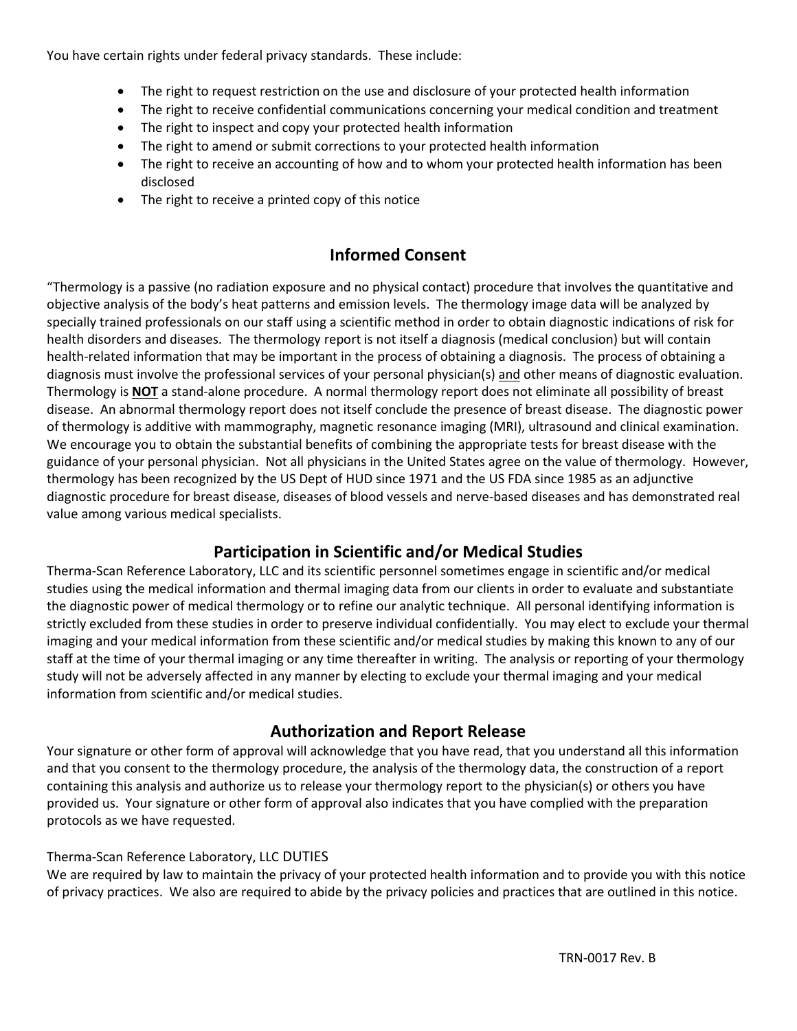You have certain rights under federal privacy standards. These include:

- The right to request restriction on the use and disclosure of your protected health information
- The right to receive confidential communications concerning your medical condition and treatment
- The right to inspect and copy your protected health information
- The right to amend or submit corrections to your protected health information
- The right to receive an accounting of how and to whom your protected health information has been disclosed
- The right to receive a printed copy of this notice

## Informed Consent

"Thermology is a passive (no radiation exposure and no physical contact) procedure that involves the quantitative and objective analysis of the body's heat patterns and emission levels. The thermology image data will be analyzed by specially trained professionals on our staff using a scientific method in order to obtain diagnostic indications of risk for health disorders and diseases. The thermology report is not itself a diagnosis (medical conclusion) but will contain health-related information that may be important in the process of obtaining a diagnosis. The process of obtaining a diagnosis must involve the professional services of your personal physician(s) and other means of diagnostic evaluation. Thermology is **NOT** a stand-alone procedure. A normal thermology report does not eliminate all possibility of breast disease. An abnormal thermology report does not itself conclude the presence of breast disease. The diagnostic power of thermology is additive with mammography, magnetic resonance imaging (MRI), ultrasound and clinical examination. We encourage you to obtain the substantial benefits of combining the appropriate tests for breast disease with the guidance of your personal physician. Not all physicians in the United States agree on the value of thermology. However, thermology has been recognized by the US Dept of HUD since 1971 and the US FDA since 1985 as an adjunctive diagnostic procedure for breast disease, diseases of blood vessels and nerve-based diseases and has demonstrated real value among various medical specialists.

## Participation in Scientific and/or Medical Studies

Therma-Scan Reference Laboratory, LLC and its scientific personnel sometimes engage in scientific and/or medical studies using the medical information and thermal imaging data from our clients in order to evaluate and substantiate the diagnostic power of medical thermology or to refine our analytic technique. All personal identifying information is strictly excluded from these studies in order to preserve individual confidentially. You may elect to exclude your thermal imaging and your medical information from these scientific and/or medical studies by making this known to any of our staff at the time of your thermal imaging or any time thereafter in writing. The analysis or reporting of your thermology study will not be adversely affected in any manner by electing to exclude your thermal imaging and your medical information from scientific and/or medical studies.

## Authorization and Report Release

Your signature or other form of approval will acknowledge that you have read, that you understand all this information and that you consent to the thermology procedure, the analysis of the thermology data, the construction of a report containing this analysis and authorize us to release your thermology report to the physician(s) or others you have provided us. Your signature or other form of approval also indicates that you have complied with the preparation protocols as we have requested.

Therma-Scan Reference Laboratory, LLC DUTIES

We are required by law to maintain the privacy of your protected health information and to provide you with this notice of privacy practices. We also are required to abide by the privacy policies and practices that are outlined in this notice.

TRN-0017 Rev. B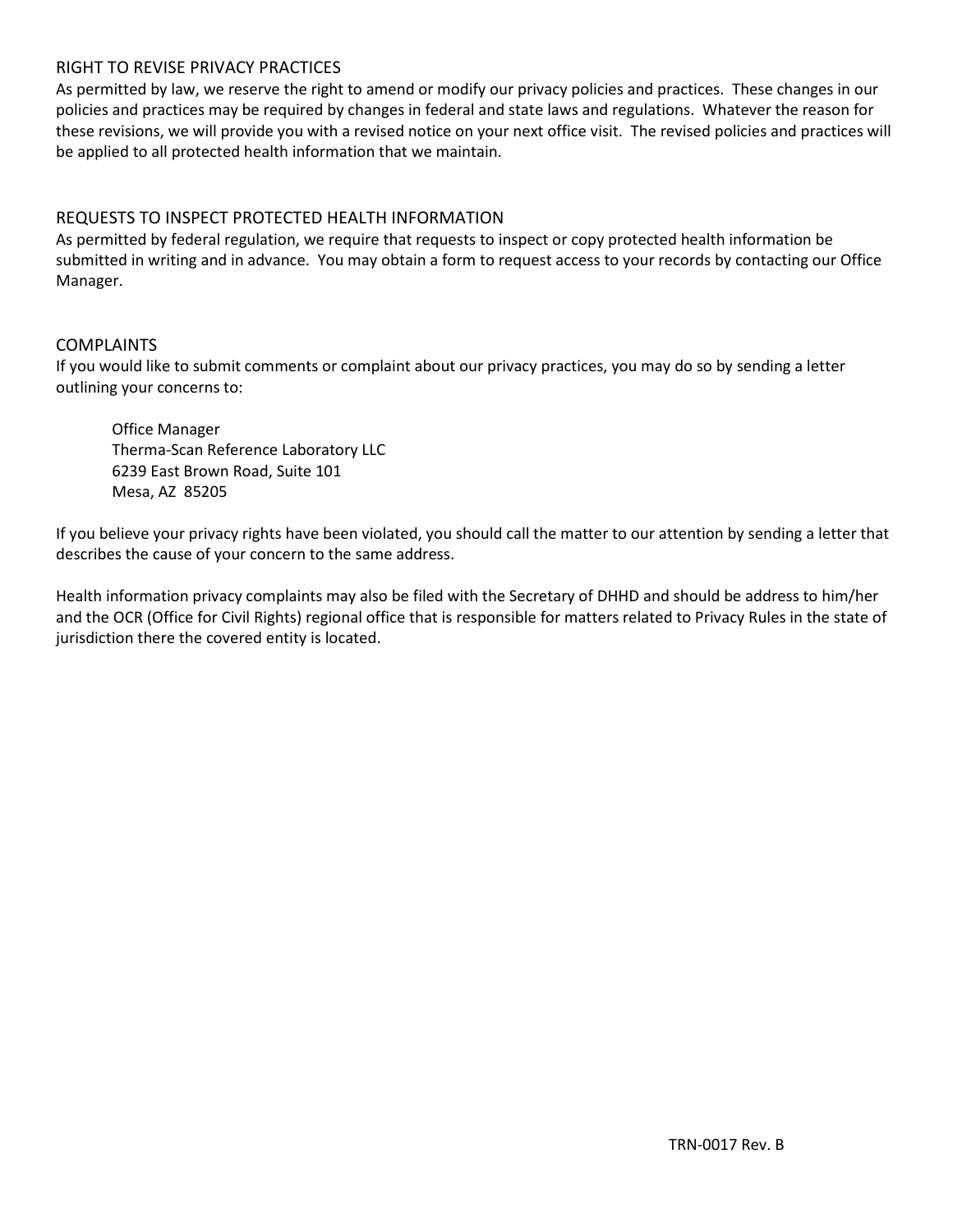## RIGHT TO REVISE PRIVACY PRACTICES

As permitted by law, we reserve the right to amend or modify our privacy policies and practices. These changes in our policies and practices may be required by changes in federal and state laws and regulations. Whatever the reason for these revisions, we will provide you with a revised notice on your next office visit. The revised policies and practices will be applied to all protected health information that we maintain.

## REQUESTS TO INSPECT PROTECTED HEALTH INFORMATION

As permitted by federal regulation, we require that requests to inspect or copy protected health information be submitted in writing and in advance. You may obtain a form to request access to your records by contacting our Office Manager.

## COMPLAINTS

If you would like to submit comments or complaint about our privacy practices, you may do so by sending a letter outlining your concerns to:

Office Manager
Therma-Scan Reference Laboratory LLC
6239 East Brown Road, Suite 101
Mesa, AZ 85205

If you believe your privacy rights have been violated, you should call the matter to our attention by sending a letter that describes the cause of your concern to the same address.

Health information privacy complaints may also be filed with the Secretary of DHHD and should be address to him/her and the OCR (Office for Civil Rights) regional office that is responsible for matters related to Privacy Rules in the state of jurisdiction there the covered entity is located.

TRN-0017 Rev. B